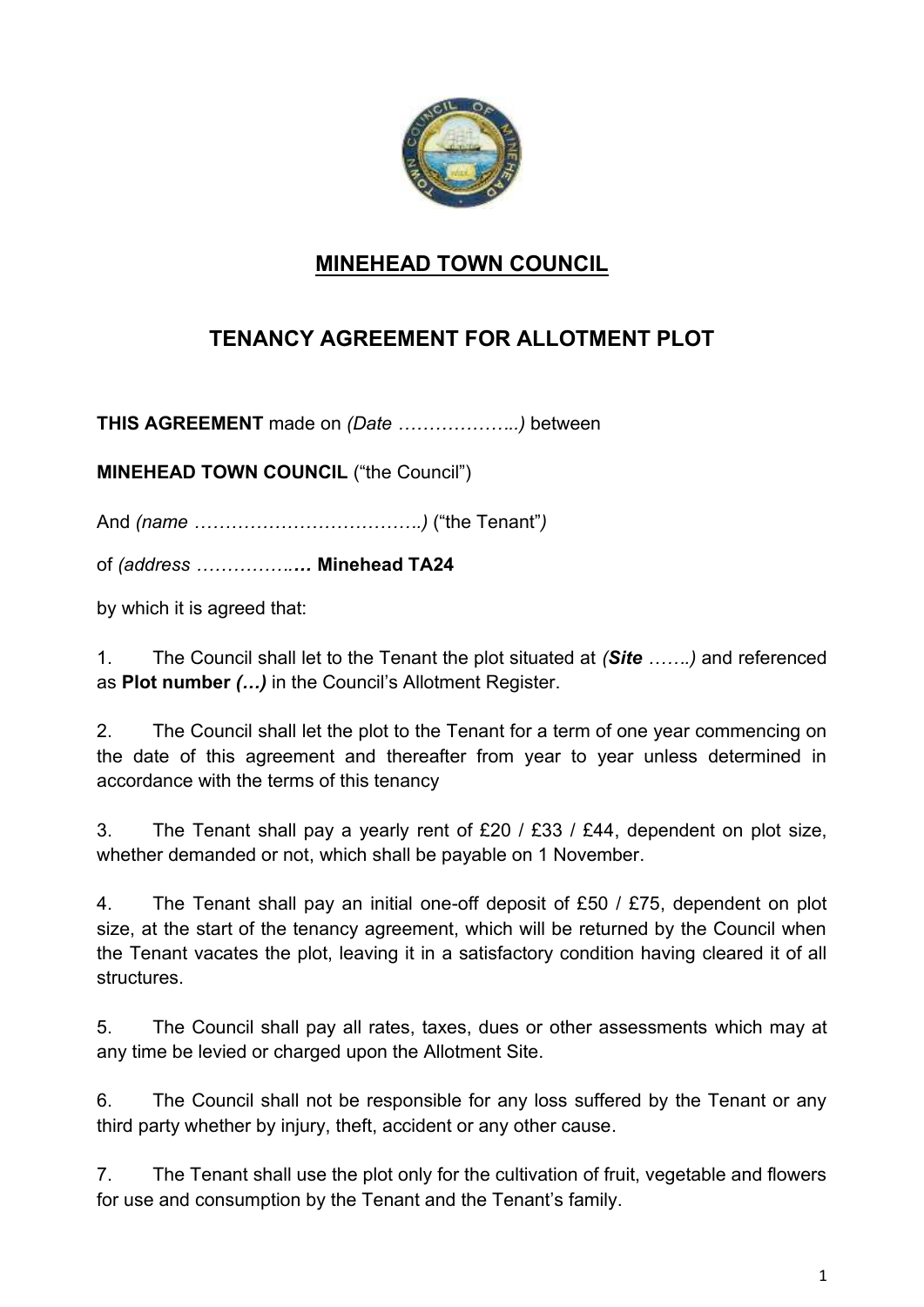# MINEHEAD TOWN COUNCIL

## TENANCY AGREEMENT FOR ALLOTMENT PLOT

**THIS AGREEMENT** made on *(Date ………………..)* between

**MINEHEAD TOWN COUNCIL** ("the Council")

And *(name ……………………………….)* ("the Tenant"*)*

of *(address ……………..…* **Minehead TA24**

by which it is agreed that:

1. The Council shall let to the Tenant the plot situated at *(**Site** …….)* and referenced as **Plot number *(…)*** in the Council's Allotment Register.

2. The Council shall let the plot to the Tenant for a term of one year commencing on the date of this agreement and thereafter from year to year unless determined in accordance with the terms of this tenancy

3. The Tenant shall pay a yearly rent of £20 / £33 / £44, dependent on plot size, whether demanded or not, which shall be payable on 1 November.

4. The Tenant shall pay an initial one-off deposit of £50 / £75, dependent on plot size, at the start of the tenancy agreement, which will be returned by the Council when the Tenant vacates the plot, leaving it in a satisfactory condition having cleared it of all structures.

5. The Council shall pay all rates, taxes, dues or other assessments which may at any time be levied or charged upon the Allotment Site.

6. The Council shall not be responsible for any loss suffered by the Tenant or any third party whether by injury, theft, accident or any other cause.

7. The Tenant shall use the plot only for the cultivation of fruit, vegetable and flowers for use and consumption by the Tenant and the Tenant's family.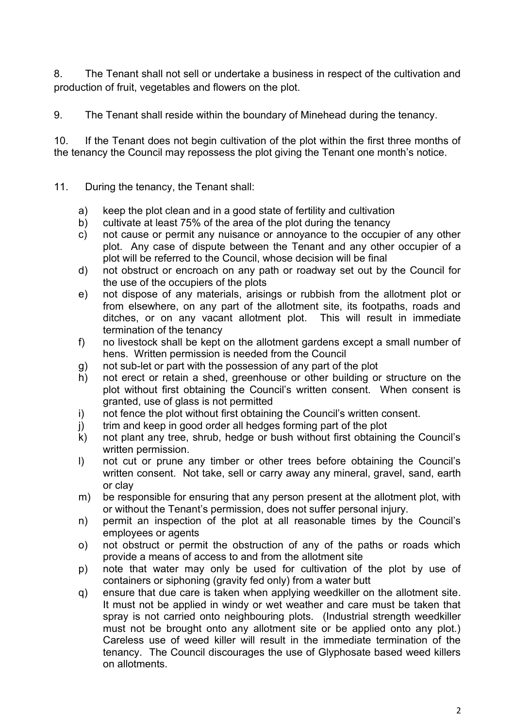8. The Tenant shall not sell or undertake a business in respect of the cultivation and production of fruit, vegetables and flowers on the plot.

9. The Tenant shall reside within the boundary of Minehead during the tenancy.

10. If the Tenant does not begin cultivation of the plot within the first three months of the tenancy the Council may repossess the plot giving the Tenant one month's notice.

11. During the tenancy, the Tenant shall:

a) keep the plot clean and in a good state of fertility and cultivation
b) cultivate at least 75% of the area of the plot during the tenancy
c) not cause or permit any nuisance or annoyance to the occupier of any other plot. Any case of dispute between the Tenant and any other occupier of a plot will be referred to the Council, whose decision will be final
d) not obstruct or encroach on any path or roadway set out by the Council for the use of the occupiers of the plots
e) not dispose of any materials, arisings or rubbish from the allotment plot or from elsewhere, on any part of the allotment site, its footpaths, roads and ditches, or on any vacant allotment plot. This will result in immediate termination of the tenancy
f) no livestock shall be kept on the allotment gardens except a small number of hens. Written permission is needed from the Council
g) not sub-let or part with the possession of any part of the plot
h) not erect or retain a shed, greenhouse or other building or structure on the plot without first obtaining the Council's written consent. When consent is granted, use of glass is not permitted
i) not fence the plot without first obtaining the Council's written consent.
j) trim and keep in good order all hedges forming part of the plot
k) not plant any tree, shrub, hedge or bush without first obtaining the Council's written permission.
l) not cut or prune any timber or other trees before obtaining the Council's written consent. Not take, sell or carry away any mineral, gravel, sand, earth or clay
m) be responsible for ensuring that any person present at the allotment plot, with or without the Tenant's permission, does not suffer personal injury.
n) permit an inspection of the plot at all reasonable times by the Council's employees or agents
o) not obstruct or permit the obstruction of any of the paths or roads which provide a means of access to and from the allotment site
p) note that water may only be used for cultivation of the plot by use of containers or siphoning (gravity fed only) from a water butt
q) ensure that due care is taken when applying weedkiller on the allotment site. It must not be applied in windy or wet weather and care must be taken that spray is not carried onto neighbouring plots. (Industrial strength weedkiller must not be brought onto any allotment site or be applied onto any plot.) Careless use of weed killer will result in the immediate termination of the tenancy. The Council discourages the use of Glyphosate based weed killers on allotments.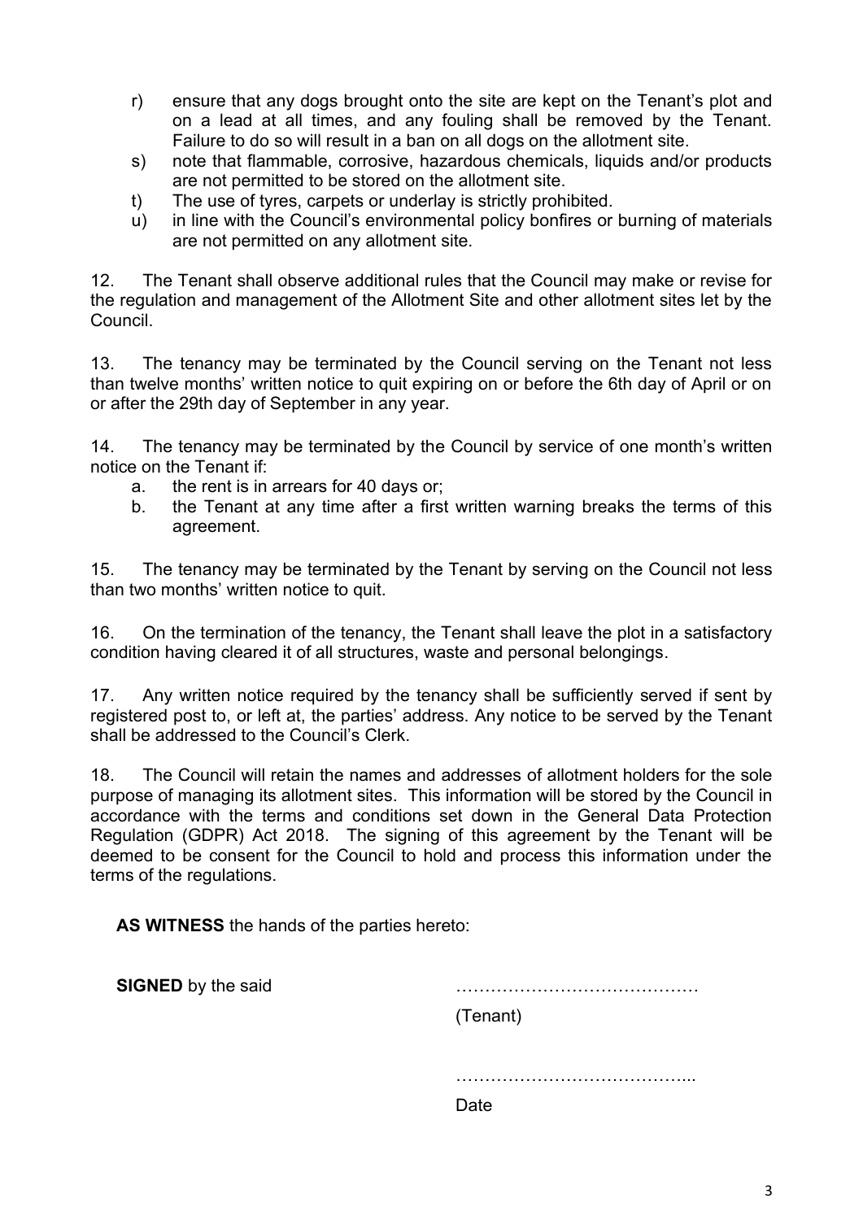r) ensure that any dogs brought onto the site are kept on the Tenant's plot and on a lead at all times, and any fouling shall be removed by the Tenant. Failure to do so will result in a ban on all dogs on the allotment site.

s) note that flammable, corrosive, hazardous chemicals, liquids and/or products are not permitted to be stored on the allotment site.

t) The use of tyres, carpets or underlay is strictly prohibited.

u) in line with the Council's environmental policy bonfires or burning of materials are not permitted on any allotment site.

12. The Tenant shall observe additional rules that the Council may make or revise for the regulation and management of the Allotment Site and other allotment sites let by the Council.

13. The tenancy may be terminated by the Council serving on the Tenant not less than twelve months' written notice to quit expiring on or before the 6th day of April or on or after the 29th day of September in any year.

14. The tenancy may be terminated by the Council by service of one month's written notice on the Tenant if:

a. the rent is in arrears for 40 days or;

b. the Tenant at any time after a first written warning breaks the terms of this agreement.

15. The tenancy may be terminated by the Tenant by serving on the Council not less than two months' written notice to quit.

16. On the termination of the tenancy, the Tenant shall leave the plot in a satisfactory condition having cleared it of all structures, waste and personal belongings.

17. Any written notice required by the tenancy shall be sufficiently served if sent by registered post to, or left at, the parties' address. Any notice to be served by the Tenant shall be addressed to the Council's Clerk.

18. The Council will retain the names and addresses of allotment holders for the sole purpose of managing its allotment sites. This information will be stored by the Council in accordance with the terms and conditions set down in the General Data Protection Regulation (GDPR) Act 2018. The signing of this agreement by the Tenant will be deemed to be consent for the Council to hold and process this information under the terms of the regulations.

**AS WITNESS** the hands of the parties hereto:

**SIGNED** by the said ……………………………………

(Tenant)

…………………………………...

Date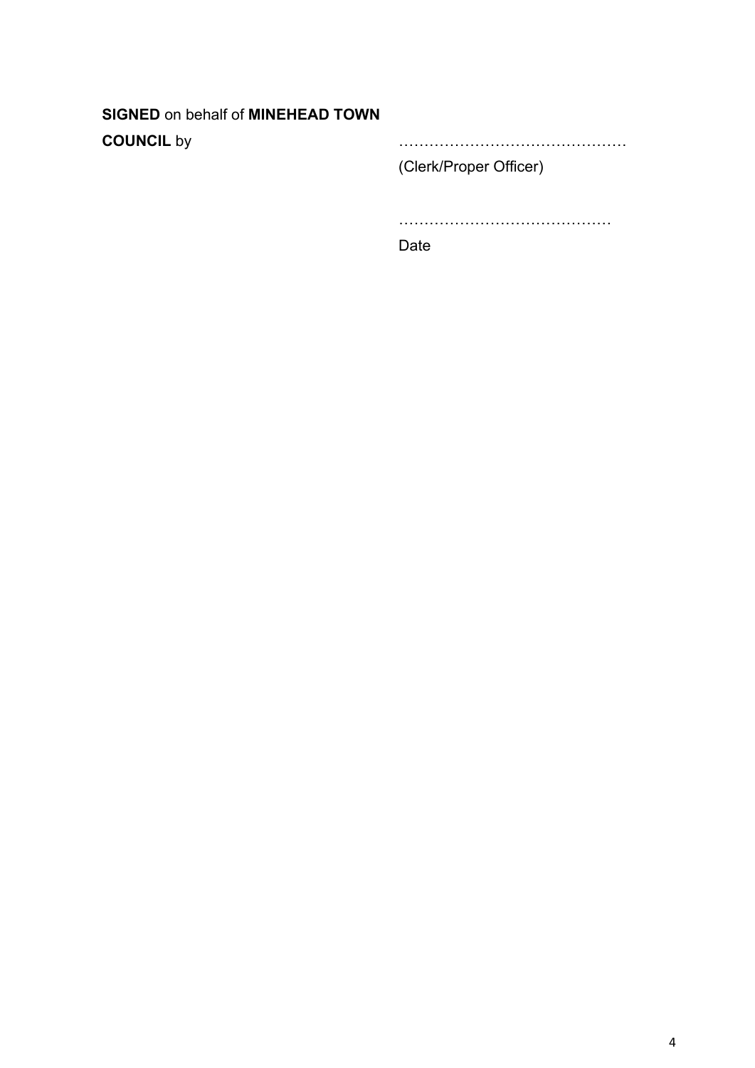**SIGNED** on behalf of **MINEHEAD TOWN COUNCIL** by

………………………………………
(Clerk/Proper Officer)

……………………………………
Date